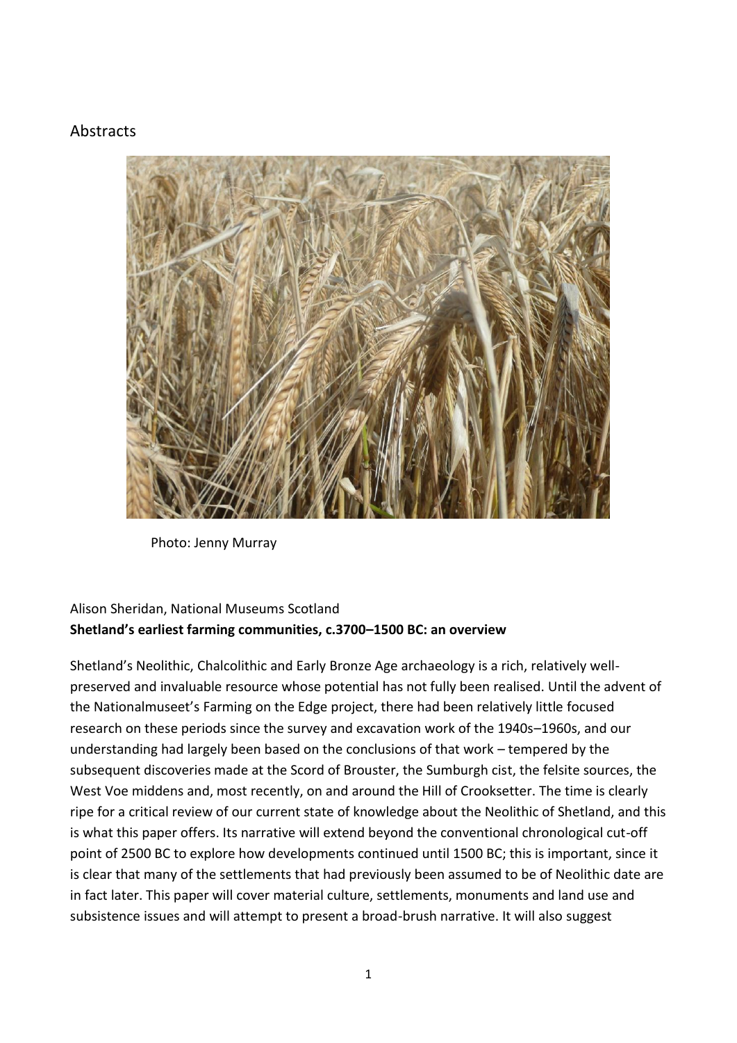# Abstracts

Photo: Jenny Murray

Alison Sheridan, National Museums Scotland

**Shetland's earliest farming communities, c.3700–1500 BC: an overview**

Shetland's Neolithic, Chalcolithic and Early Bronze Age archaeology is a rich, relatively well-preserved and invaluable resource whose potential has not fully been realised. Until the advent of the Nationalmuseet's Farming on the Edge project, there had been relatively little focused research on these periods since the survey and excavation work of the 1940s–1960s, and our understanding had largely been based on the conclusions of that work – tempered by the subsequent discoveries made at the Scord of Brouster, the Sumburgh cist, the felsite sources, the West Voe middens and, most recently, on and around the Hill of Crooksetter. The time is clearly ripe for a critical review of our current state of knowledge about the Neolithic of Shetland, and this is what this paper offers. Its narrative will extend beyond the conventional chronological cut-off point of 2500 BC to explore how developments continued until 1500 BC; this is important, since it is clear that many of the settlements that had previously been assumed to be of Neolithic date are in fact later. This paper will cover material culture, settlements, monuments and land use and subsistence issues and will attempt to present a broad-brush narrative. It will also suggest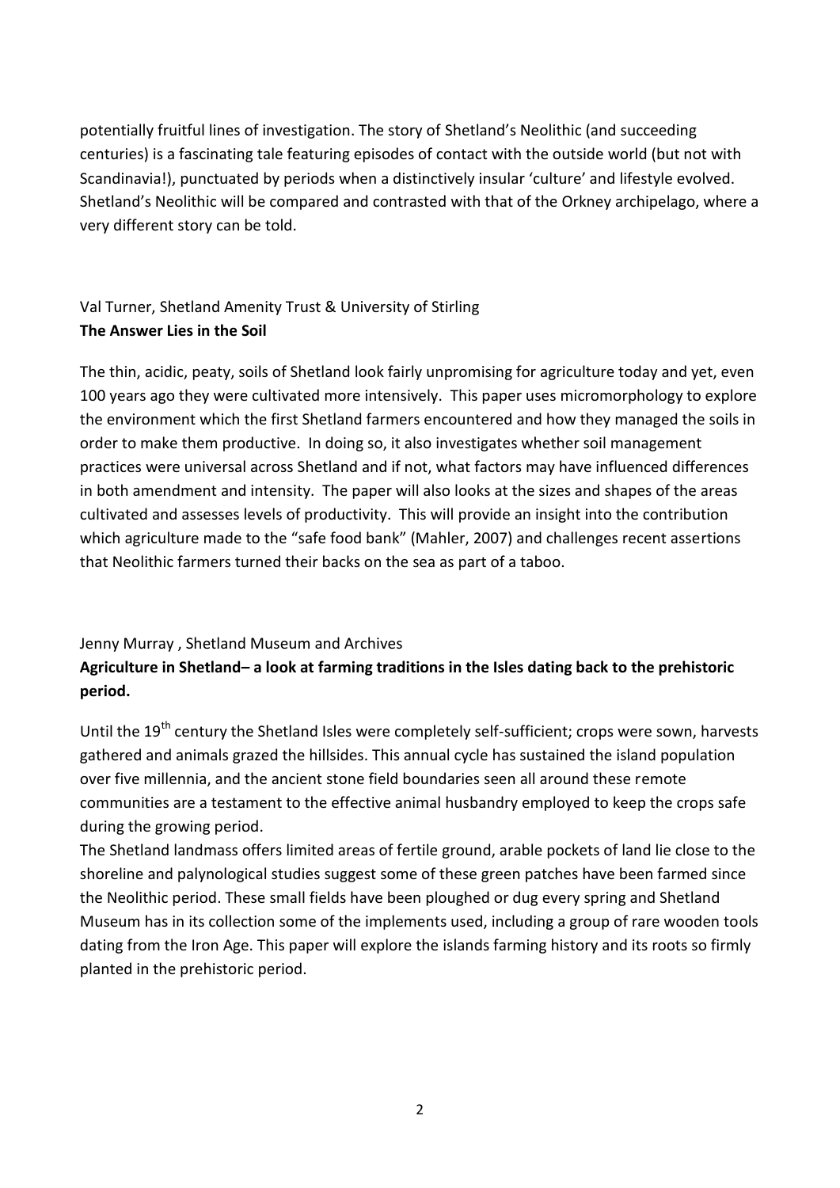potentially fruitful lines of investigation. The story of Shetland's Neolithic (and succeeding centuries) is a fascinating tale featuring episodes of contact with the outside world (but not with Scandinavia!), punctuated by periods when a distinctively insular 'culture' and lifestyle evolved. Shetland's Neolithic will be compared and contrasted with that of the Orkney archipelago, where a very different story can be told.

Val Turner, Shetland Amenity Trust & University of Stirling

**The Answer Lies in the Soil**

The thin, acidic, peaty, soils of Shetland look fairly unpromising for agriculture today and yet, even 100 years ago they were cultivated more intensively. This paper uses micromorphology to explore the environment which the first Shetland farmers encountered and how they managed the soils in order to make them productive. In doing so, it also investigates whether soil management practices were universal across Shetland and if not, what factors may have influenced differences in both amendment and intensity. The paper will also looks at the sizes and shapes of the areas cultivated and assesses levels of productivity. This will provide an insight into the contribution which agriculture made to the "safe food bank" (Mahler, 2007) and challenges recent assertions that Neolithic farmers turned their backs on the sea as part of a taboo.

Jenny Murray , Shetland Museum and Archives

**Agriculture in Shetland– a look at farming traditions in the Isles dating back to the prehistoric period.**

Until the 19th century the Shetland Isles were completely self-sufficient; crops were sown, harvests gathered and animals grazed the hillsides. This annual cycle has sustained the island population over five millennia, and the ancient stone field boundaries seen all around these remote communities are a testament to the effective animal husbandry employed to keep the crops safe during the growing period.

The Shetland landmass offers limited areas of fertile ground, arable pockets of land lie close to the shoreline and palynological studies suggest some of these green patches have been farmed since the Neolithic period. These small fields have been ploughed or dug every spring and Shetland Museum has in its collection some of the implements used, including a group of rare wooden tools dating from the Iron Age. This paper will explore the islands farming history and its roots so firmly planted in the prehistoric period.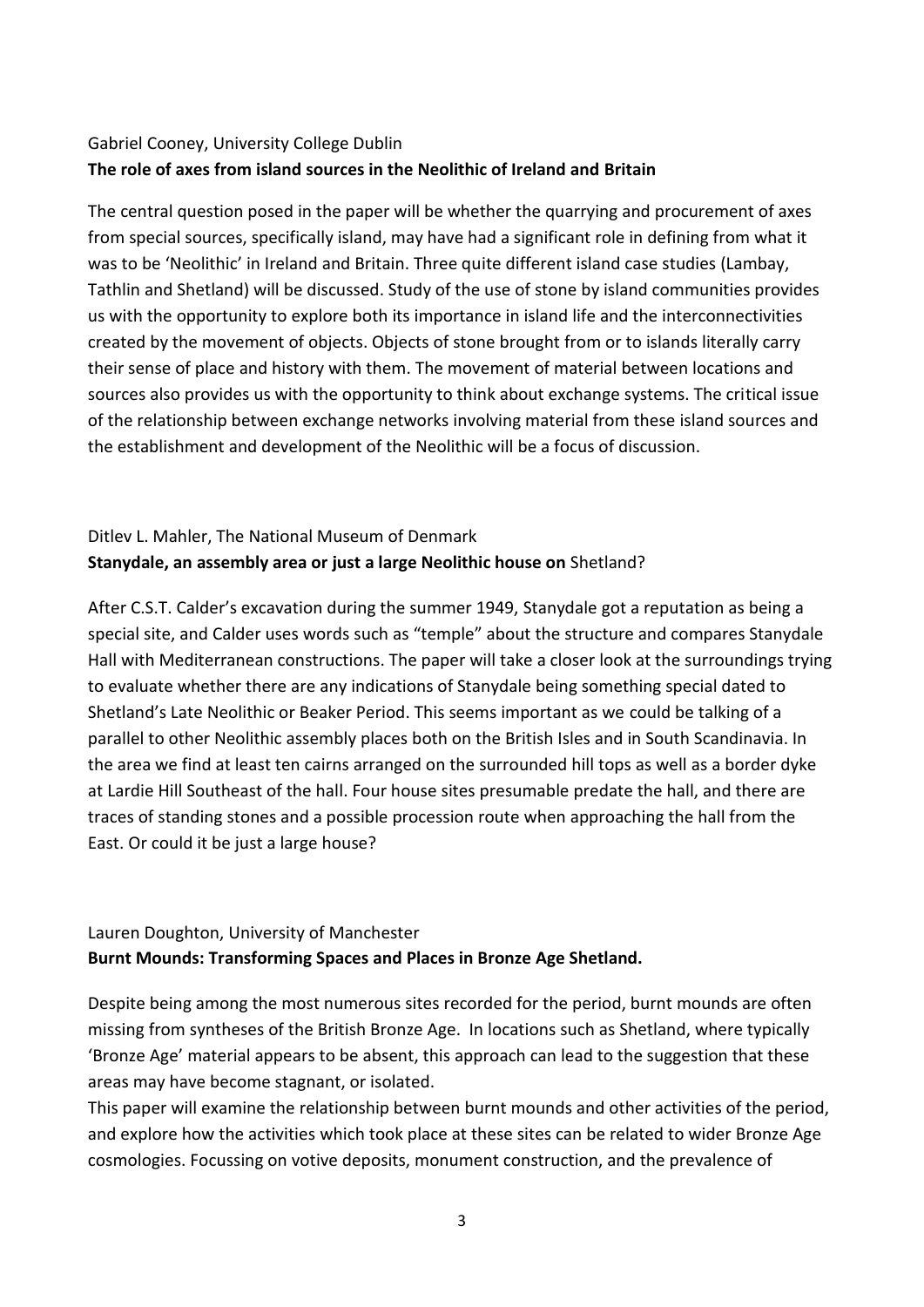Gabriel Cooney, University College Dublin

**The role of axes from island sources in the Neolithic of Ireland and Britain**

The central question posed in the paper will be whether the quarrying and procurement of axes from special sources, specifically island, may have had a significant role in defining from what it was to be 'Neolithic' in Ireland and Britain. Three quite different island case studies (Lambay, Tathlin and Shetland) will be discussed. Study of the use of stone by island communities provides us with the opportunity to explore both its importance in island life and the interconnectivities created by the movement of objects. Objects of stone brought from or to islands literally carry their sense of place and history with them. The movement of material between locations and sources also provides us with the opportunity to think about exchange systems. The critical issue of the relationship between exchange networks involving material from these island sources and the establishment and development of the Neolithic will be a focus of discussion.

Ditlev L. Mahler, The National Museum of Denmark

**Stanydale, an assembly area or just a large Neolithic house on** Shetland?

After C.S.T. Calder's excavation during the summer 1949, Stanydale got a reputation as being a special site, and Calder uses words such as "temple" about the structure and compares Stanydale Hall with Mediterranean constructions. The paper will take a closer look at the surroundings trying to evaluate whether there are any indications of Stanydale being something special dated to Shetland's Late Neolithic or Beaker Period. This seems important as we could be talking of a parallel to other Neolithic assembly places both on the British Isles and in South Scandinavia. In the area we find at least ten cairns arranged on the surrounded hill tops as well as a border dyke at Lardie Hill Southeast of the hall. Four house sites presumable predate the hall, and there are traces of standing stones and a possible procession route when approaching the hall from the East. Or could it be just a large house?

Lauren Doughton, University of Manchester

**Burnt Mounds: Transforming Spaces and Places in Bronze Age Shetland.**

Despite being among the most numerous sites recorded for the period, burnt mounds are often missing from syntheses of the British Bronze Age. In locations such as Shetland, where typically 'Bronze Age' material appears to be absent, this approach can lead to the suggestion that these areas may have become stagnant, or isolated.

This paper will examine the relationship between burnt mounds and other activities of the period, and explore how the activities which took place at these sites can be related to wider Bronze Age cosmologies. Focussing on votive deposits, monument construction, and the prevalence of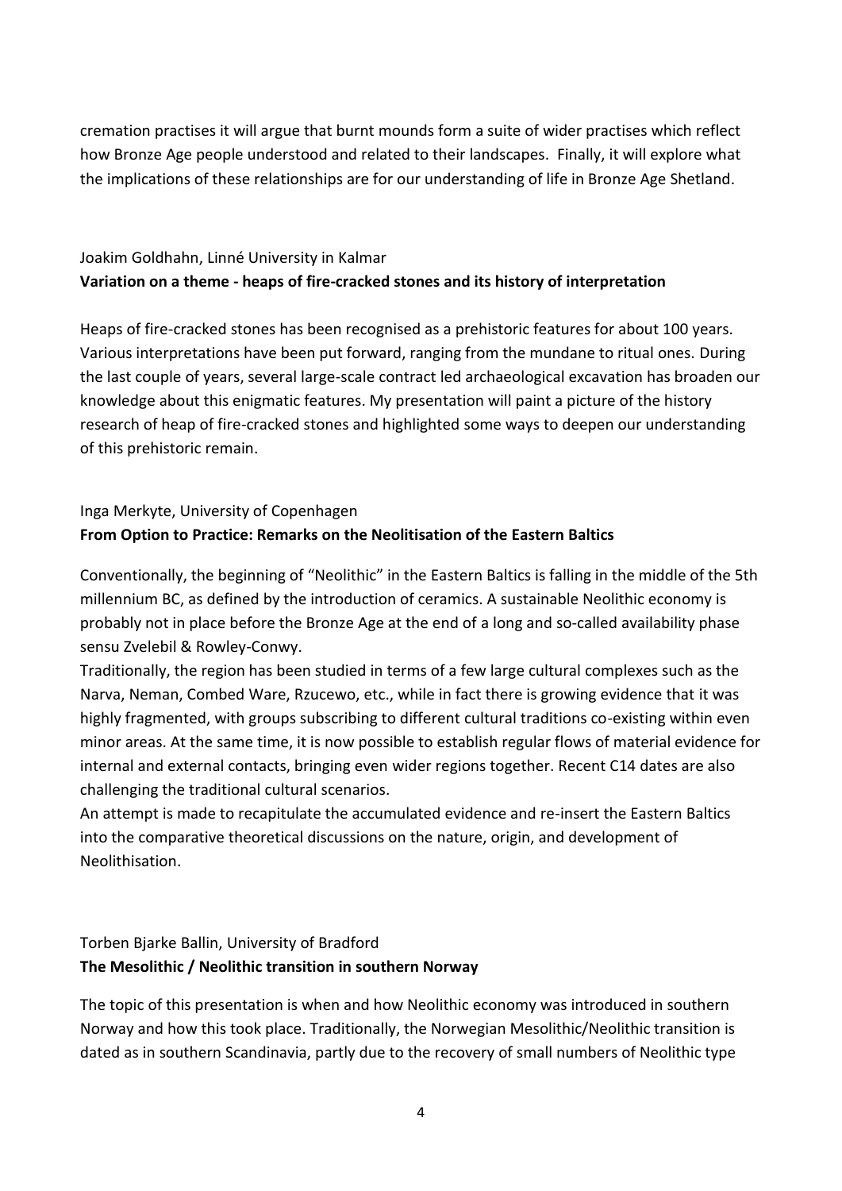cremation practises it will argue that burnt mounds form a suite of wider practises which reflect how Bronze Age people understood and related to their landscapes. Finally, it will explore what the implications of these relationships are for our understanding of life in Bronze Age Shetland.

Joakim Goldhahn, Linné University in Kalmar

**Variation on a theme - heaps of fire-cracked stones and its history of interpretation**

Heaps of fire-cracked stones has been recognised as a prehistoric features for about 100 years. Various interpretations have been put forward, ranging from the mundane to ritual ones. During the last couple of years, several large-scale contract led archaeological excavation has broaden our knowledge about this enigmatic features. My presentation will paint a picture of the history research of heap of fire-cracked stones and highlighted some ways to deepen our understanding of this prehistoric remain.

Inga Merkyte, University of Copenhagen

**From Option to Practice: Remarks on the Neolitisation of the Eastern Baltics**

Conventionally, the beginning of "Neolithic" in the Eastern Baltics is falling in the middle of the 5th millennium BC, as defined by the introduction of ceramics. A sustainable Neolithic economy is probably not in place before the Bronze Age at the end of a long and so-called availability phase sensu Zvelebil & Rowley-Conwy.

Traditionally, the region has been studied in terms of a few large cultural complexes such as the Narva, Neman, Combed Ware, Rzucewo, etc., while in fact there is growing evidence that it was highly fragmented, with groups subscribing to different cultural traditions co-existing within even minor areas. At the same time, it is now possible to establish regular flows of material evidence for internal and external contacts, bringing even wider regions together. Recent C14 dates are also challenging the traditional cultural scenarios.

An attempt is made to recapitulate the accumulated evidence and re-insert the Eastern Baltics into the comparative theoretical discussions on the nature, origin, and development of Neolithisation.

Torben Bjarke Ballin, University of Bradford

**The Mesolithic / Neolithic transition in southern Norway**

The topic of this presentation is when and how Neolithic economy was introduced in southern Norway and how this took place. Traditionally, the Norwegian Mesolithic/Neolithic transition is dated as in southern Scandinavia, partly due to the recovery of small numbers of Neolithic type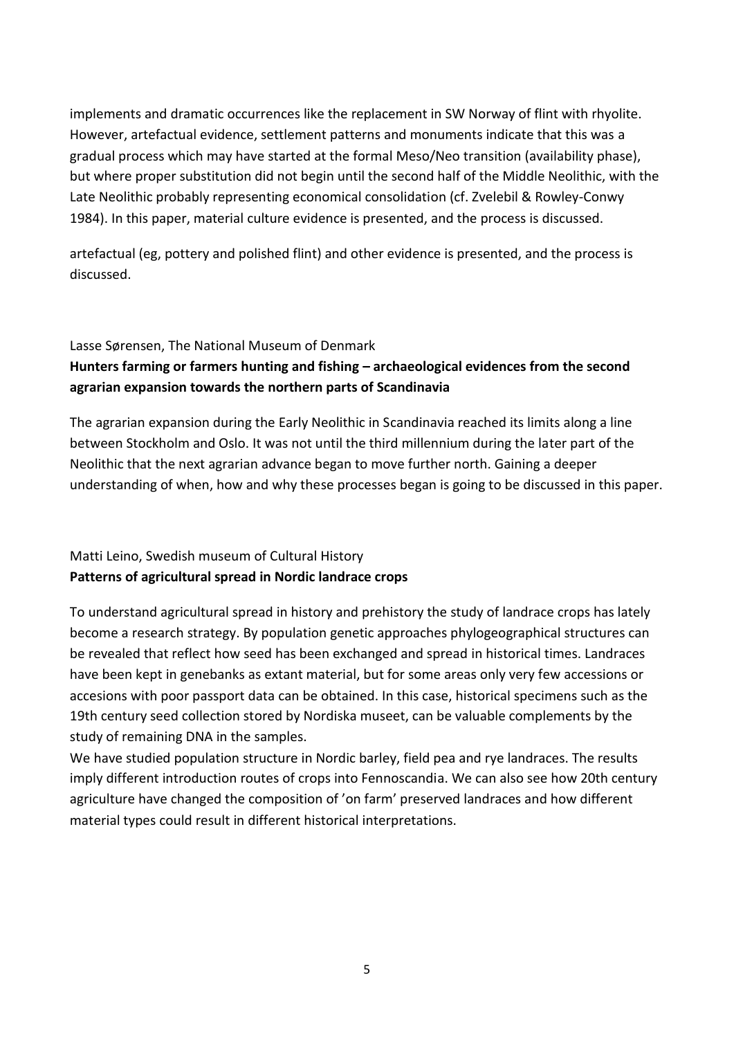implements and dramatic occurrences like the replacement in SW Norway of flint with rhyolite. However, artefactual evidence, settlement patterns and monuments indicate that this was a gradual process which may have started at the formal Meso/Neo transition (availability phase), but where proper substitution did not begin until the second half of the Middle Neolithic, with the Late Neolithic probably representing economical consolidation (cf. Zvelebil & Rowley-Conwy 1984). In this paper, material culture evidence is presented, and the process is discussed.

artefactual (eg, pottery and polished flint) and other evidence is presented, and the process is discussed.

Lasse Sørensen, The National Museum of Denmark

**Hunters farming or farmers hunting and fishing – archaeological evidences from the second agrarian expansion towards the northern parts of Scandinavia**

The agrarian expansion during the Early Neolithic in Scandinavia reached its limits along a line between Stockholm and Oslo. It was not until the third millennium during the later part of the Neolithic that the next agrarian advance began to move further north. Gaining a deeper understanding of when, how and why these processes began is going to be discussed in this paper.

Matti Leino, Swedish museum of Cultural History

**Patterns of agricultural spread in Nordic landrace crops**

To understand agricultural spread in history and prehistory the study of landrace crops has lately become a research strategy. By population genetic approaches phylogeographical structures can be revealed that reflect how seed has been exchanged and spread in historical times. Landraces have been kept in genebanks as extant material, but for some areas only very few accessions or accesions with poor passport data can be obtained. In this case, historical specimens such as the 19th century seed collection stored by Nordiska museet, can be valuable complements by the study of remaining DNA in the samples.

We have studied population structure in Nordic barley, field pea and rye landraces. The results imply different introduction routes of crops into Fennoscandia. We can also see how 20th century agriculture have changed the composition of 'on farm' preserved landraces and how different material types could result in different historical interpretations.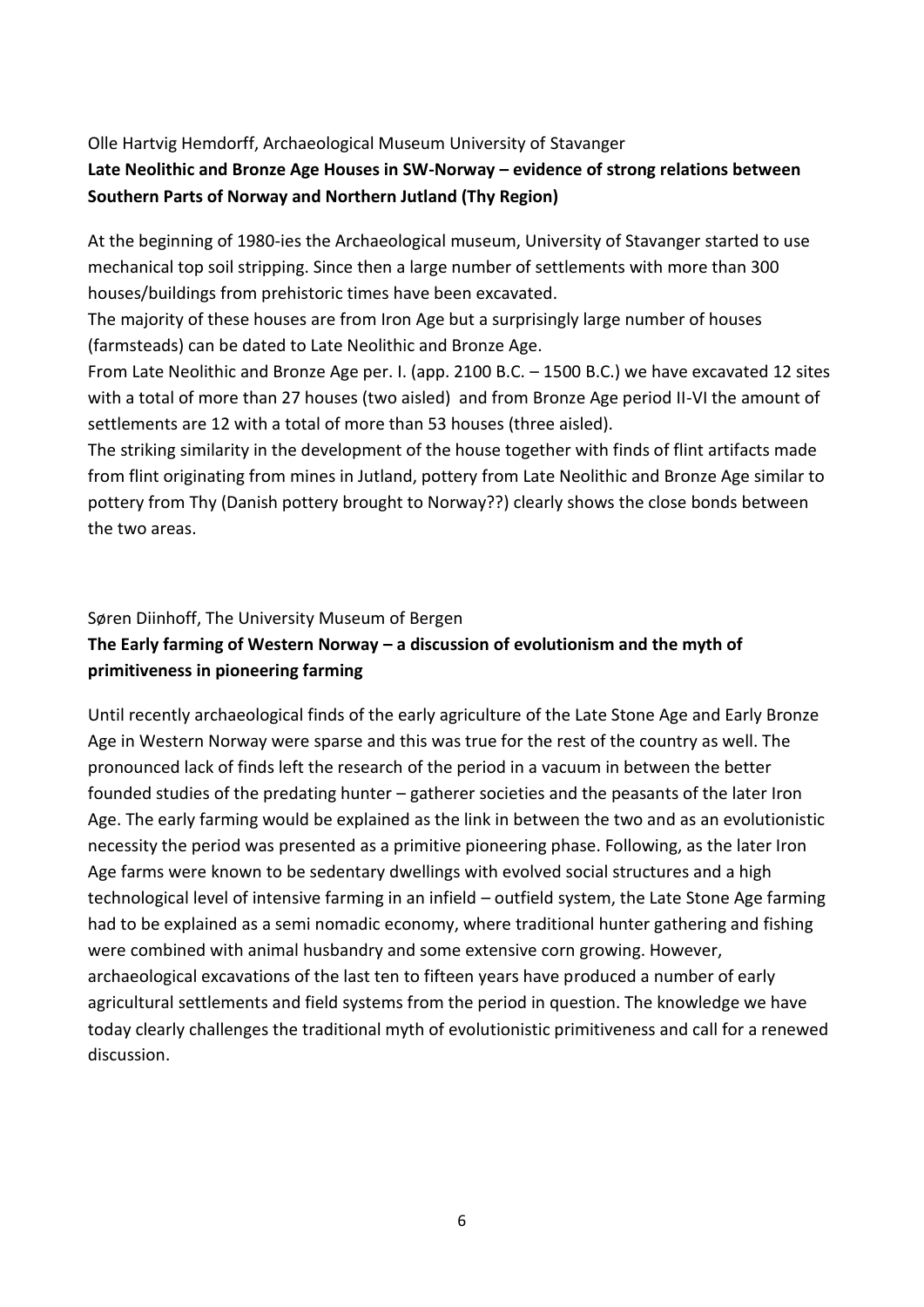Olle Hartvig Hemdorff, Archaeological Museum University of Stavanger

**Late Neolithic and Bronze Age Houses in SW-Norway – evidence of strong relations between Southern Parts of Norway and Northern Jutland (Thy Region)**

At the beginning of 1980-ies the Archaeological museum, University of Stavanger started to use mechanical top soil stripping. Since then a large number of settlements with more than 300 houses/buildings from prehistoric times have been excavated.

The majority of these houses are from Iron Age but a surprisingly large number of houses (farmsteads) can be dated to Late Neolithic and Bronze Age.

From Late Neolithic and Bronze Age per. I. (app. 2100 B.C. – 1500 B.C.) we have excavated 12 sites with a total of more than 27 houses (two aisled) and from Bronze Age period II-VI the amount of settlements are 12 with a total of more than 53 houses (three aisled).

The striking similarity in the development of the house together with finds of flint artifacts made from flint originating from mines in Jutland, pottery from Late Neolithic and Bronze Age similar to pottery from Thy (Danish pottery brought to Norway??) clearly shows the close bonds between the two areas.

Søren Diinhoff, The University Museum of Bergen

**The Early farming of Western Norway – a discussion of evolutionism and the myth of primitiveness in pioneering farming**

Until recently archaeological finds of the early agriculture of the Late Stone Age and Early Bronze Age in Western Norway were sparse and this was true for the rest of the country as well. The pronounced lack of finds left the research of the period in a vacuum in between the better founded studies of the predating hunter – gatherer societies and the peasants of the later Iron Age. The early farming would be explained as the link in between the two and as an evolutionistic necessity the period was presented as a primitive pioneering phase. Following, as the later Iron Age farms were known to be sedentary dwellings with evolved social structures and a high technological level of intensive farming in an infield – outfield system, the Late Stone Age farming had to be explained as a semi nomadic economy, where traditional hunter gathering and fishing were combined with animal husbandry and some extensive corn growing. However, archaeological excavations of the last ten to fifteen years have produced a number of early agricultural settlements and field systems from the period in question. The knowledge we have today clearly challenges the traditional myth of evolutionistic primitiveness and call for a renewed discussion.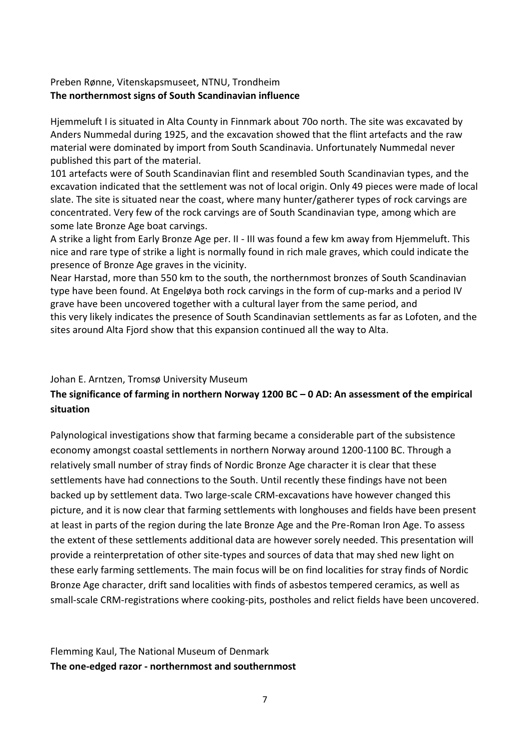Preben Rønne, Vitenskapsmuseet, NTNU, Trondheim

**The northernmost signs of South Scandinavian influence**

Hjemmeluft I is situated in Alta County in Finnmark about 70o north. The site was excavated by Anders Nummedal during 1925, and the excavation showed that the flint artefacts and the raw material were dominated by import from South Scandinavia. Unfortunately Nummedal never published this part of the material.

101 artefacts were of South Scandinavian flint and resembled South Scandinavian types, and the excavation indicated that the settlement was not of local origin. Only 49 pieces were made of local slate. The site is situated near the coast, where many hunter/gatherer types of rock carvings are concentrated. Very few of the rock carvings are of South Scandinavian type, among which are some late Bronze Age boat carvings.

A strike a light from Early Bronze Age per. II - III was found a few km away from Hjemmeluft. This nice and rare type of strike a light is normally found in rich male graves, which could indicate the presence of Bronze Age graves in the vicinity.

Near Harstad, more than 550 km to the south, the northernmost bronzes of South Scandinavian type have been found. At Engeløya both rock carvings in the form of cup-marks and a period IV grave have been uncovered together with a cultural layer from the same period, and this very likely indicates the presence of South Scandinavian settlements as far as Lofoten, and the sites around Alta Fjord show that this expansion continued all the way to Alta.

Johan E. Arntzen, Tromsø University Museum

**The significance of farming in northern Norway 1200 BC – 0 AD: An assessment of the empirical situation**

Palynological investigations show that farming became a considerable part of the subsistence economy amongst coastal settlements in northern Norway around 1200-1100 BC. Through a relatively small number of stray finds of Nordic Bronze Age character it is clear that these settlements have had connections to the South. Until recently these findings have not been backed up by settlement data. Two large-scale CRM-excavations have however changed this picture, and it is now clear that farming settlements with longhouses and fields have been present at least in parts of the region during the late Bronze Age and the Pre-Roman Iron Age. To assess the extent of these settlements additional data are however sorely needed. This presentation will provide a reinterpretation of other site-types and sources of data that may shed new light on these early farming settlements. The main focus will be on find localities for stray finds of Nordic Bronze Age character, drift sand localities with finds of asbestos tempered ceramics, as well as small-scale CRM-registrations where cooking-pits, postholes and relict fields have been uncovered.

Flemming Kaul, The National Museum of Denmark

**The one-edged razor - northernmost and southernmost**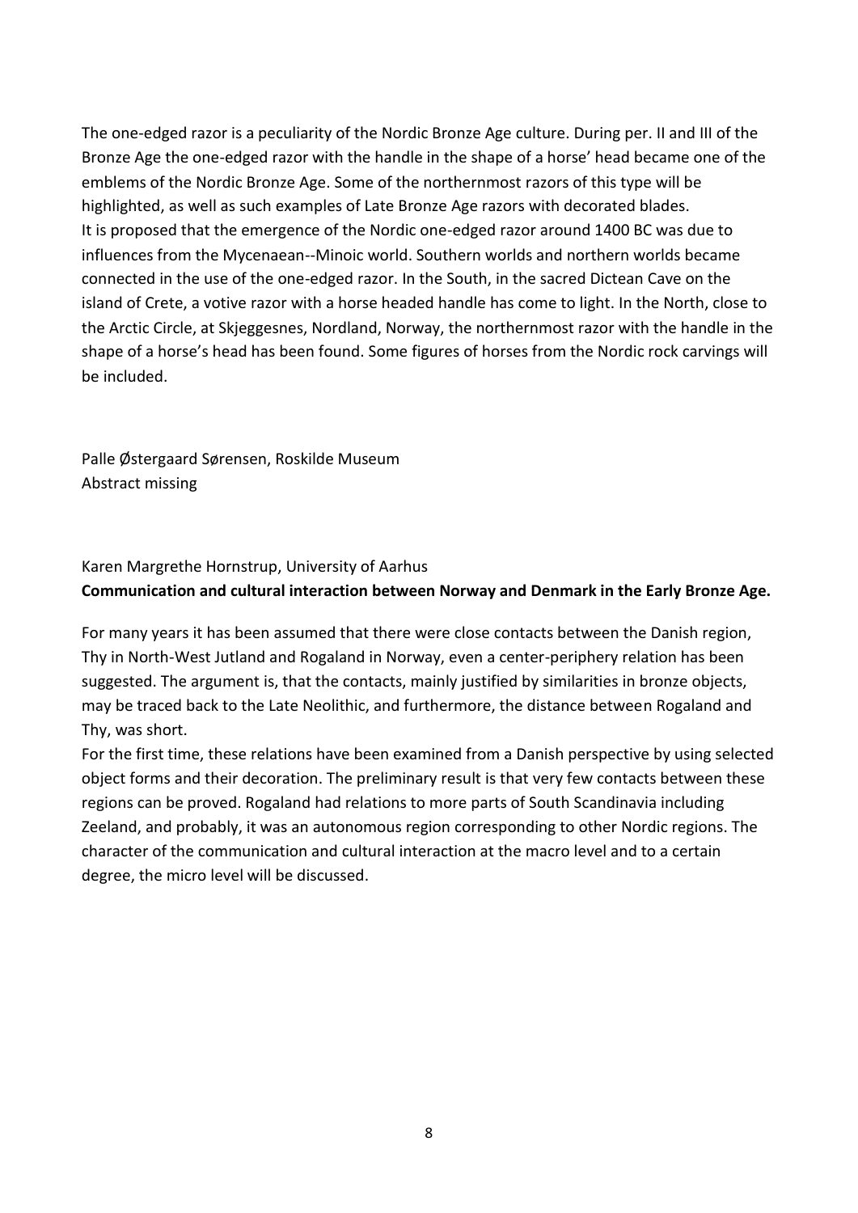The one-edged razor is a peculiarity of the Nordic Bronze Age culture. During per. II and III of the Bronze Age the one-edged razor with the handle in the shape of a horse' head became one of the emblems of the Nordic Bronze Age. Some of the northernmost razors of this type will be highlighted, as well as such examples of Late Bronze Age razors with decorated blades.
It is proposed that the emergence of the Nordic one-edged razor around 1400 BC was due to influences from the Mycenaean--Minoic world. Southern worlds and northern worlds became connected in the use of the one-edged razor. In the South, in the sacred Dictean Cave on the island of Crete, a votive razor with a horse headed handle has come to light. In the North, close to the Arctic Circle, at Skjeggesnes, Nordland, Norway, the northernmost razor with the handle in the shape of a horse's head has been found. Some figures of horses from the Nordic rock carvings will be included.

Palle Østergaard Sørensen, Roskilde Museum
Abstract missing

Karen Margrethe Hornstrup, University of Aarhus
**Communication and cultural interaction between Norway and Denmark in the Early Bronze Age.**

For many years it has been assumed that there were close contacts between the Danish region, Thy in North-West Jutland and Rogaland in Norway, even a center-periphery relation has been suggested. The argument is, that the contacts, mainly justified by similarities in bronze objects, may be traced back to the Late Neolithic, and furthermore, the distance between Rogaland and Thy, was short.
For the first time, these relations have been examined from a Danish perspective by using selected object forms and their decoration. The preliminary result is that very few contacts between these regions can be proved. Rogaland had relations to more parts of South Scandinavia including Zeeland, and probably, it was an autonomous region corresponding to other Nordic regions. The character of the communication and cultural interaction at the macro level and to a certain degree, the micro level will be discussed.